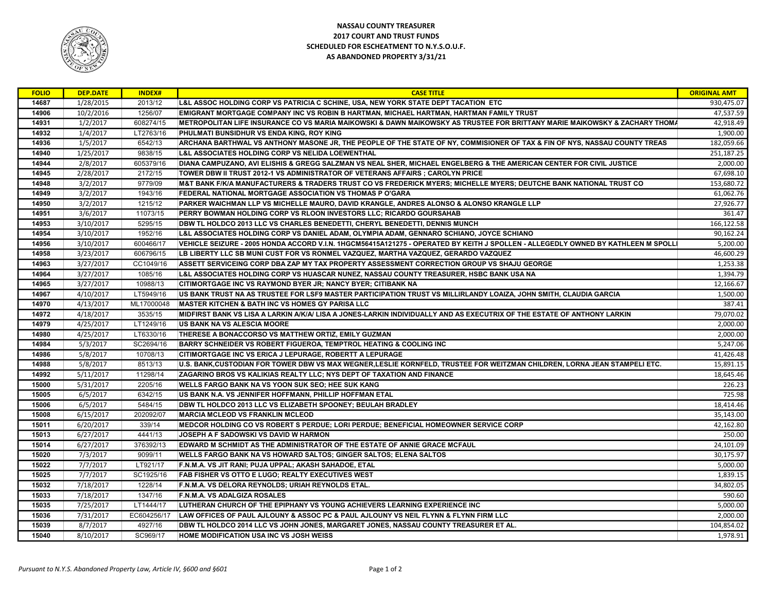# NASSAU COUNTY TREASURER
## 2017 COURT AND TRUST FUNDS
## SCHEDULED FOR ESCHEATMENT TO N.Y.S.O.U.F.
## AS ABANDONED PROPERTY 3/31/21

| FOLIO | DEP.DATE | INDEX# | CASE TITLE | ORIGINAL AMT |
|---|---|---|---|---|
| 14687 | 1/28/2015 | 2013/12 | L&L ASSOC HOLDING CORP VS PATRICIA C SCHINE, USA, NEW YORK STATE DEPT TACATION ETC | 930,475.07 |
| 14906 | 10/2/2016 | 1256/07 | EMIGRANT MORTGAGE COMPANY INC VS ROBIN B HARTMAN, MICHAEL HARTMAN, HARTMAN FAMILY TRUST | 47,537.59 |
| 14931 | 1/2/2017 | 608274/15 | METROPOLITAN LIFE INSURANCE CO VS MARIA MAIKOWSKI & DAWN MAIKOWSKY AS TRUSTEE FOR BRITTANY MARIE MAIKOWSKY & ZACHARY THOMA | 42,918.49 |
| 14932 | 1/4/2017 | LT2763/16 | PHULMATI BUNSIDHUR VS ENDA KING, ROY KING | 1,900.00 |
| 14936 | 1/5/2017 | 6542/13 | ARCHANA BARTHWAL VS ANTHONY MASONE JR, THE PEOPLE OF THE STATE OF NY, COMMISIONER OF TAX & FIN OF NYS, NASSAU COUNTY TREAS | 182,059.66 |
| 14940 | 1/25/2017 | 9838/15 | L&L ASSOCIATES HOLDING CORP VS NELIDA LOEWENTHAL | 251,187.25 |
| 14944 | 2/8/2017 | 605379/16 | DIANA CAMPUZANO, AVI ELISHIS & GREGG SALZMAN VS NEAL SHER, MICHAEL ENGELBERG & THE AMERICAN CENTER FOR CIVIL JUSTICE | 2,000.00 |
| 14945 | 2/28/2017 | 2172/15 | TOWER DBW II TRUST 2012-1 VS ADMINISTRATOR OF VETERANS AFFAIRS ; CAROLYN PRICE | 67,698.10 |
| 14948 | 3/2/2017 | 9779/09 | M&T BANK F/K/A MANUFACTURERS & TRADERS TRUST CO VS FREDERICK MYERS; MICHELLE MYERS; DEUTCHE BANK NATIONAL TRUST CO | 153,680.72 |
| 14949 | 3/2/2017 | 1943/16 | FEDERAL NATIONAL MORTGAGE ASSOCIATION VS THOMAS P O'GARA | 61,062.76 |
| 14950 | 3/2/2017 | 1215/12 | PARKER WAICHMAN LLP VS MICHELLE MAURO, DAVID KRANGLE, ANDRES ALONSO & ALONSO KRANGLE LLP | 27,926.77 |
| 14951 | 3/6/2017 | 11073/15 | PERRY BOWMAN HOLDING CORP VS RLOON INVESTORS LLC; RICARDO GOURSAHAB | 361.47 |
| 14953 | 3/10/2017 | 5295/15 | DBW TL HOLDCO 2013 LLC VS CHARLES BENEDETTI, CHERYL BENEDETTI, DENNIS MUNCH | 166,122.58 |
| 14954 | 3/10/2017 | 1952/16 | L&L ASSOCIATES HOLDING CORP VS DANIEL ADAM, OLYMPIA ADAM, GENNARO SCHIANO, JOYCE SCHIANO | 90,162.24 |
| 14956 | 3/10/2017 | 600466/17 | VEHICLE SEIZURE - 2005 HONDA ACCORD V.I.N. 1HGCM56415A121275 - OPERATED BY KEITH J SPOLLEN - ALLEGEDLY OWNED BY KATHLEEN M SPOLLI | 5,200.00 |
| 14958 | 3/23/2017 | 606796/15 | LB LIBERTY LLC SB MUNI CUST FOR VS RONMEL VAZQUEZ, MARTHA VAZQUEZ, GERARDO VAZQUEZ | 46,600.29 |
| 14963 | 3/27/2017 | CC1049/16 | ASSETT SERVICEING CORP DBA ZAP MY TAX PROPERTY ASSESSMENT CORRECTION GROUP VS SHAJU GEORGE | 1,253.38 |
| 14964 | 3/27/2017 | 1085/16 | L&L ASSOCIATES HOLDING CORP VS HUASCAR NUNEZ, NASSAU COUNTY TREASURER, HSBC BANK USA NA | 1,394.79 |
| 14965 | 3/27/2017 | 10988/13 | CITIMORTGAGE INC VS RAYMOND BYER JR; NANCY BYER; CITIBANK NA | 12,166.67 |
| 14967 | 4/10/2017 | LT5949/16 | US BANK TRUST NA AS TRUSTEE FOR LSF9 MASTER PARTICIPATION TRUST VS MILLIRLANDY LOAIZA, JOHN SMITH, CLAUDIA GARCIA | 1,500.00 |
| 14970 | 4/13/2017 | ML17000048 | MASTER KITCHEN & BATH INC VS HOMES GY PARISA LLC | 387.41 |
| 14972 | 4/18/2017 | 3535/15 | MIDFIRST BANK VS LISA A LARKIN A/K/A/ LISA A JONES-LARKIN INDIVIDUALLY AND AS EXECUTRIX OF THE ESTATE OF ANTHONY LARKIN | 79,070.02 |
| 14979 | 4/25/2017 | LT1249/16 | US BANK NA VS ALESCIA MOORE | 2,000.00 |
| 14980 | 4/25/2017 | LT6330/16 | THERESE A BONACCORSO VS MATTHEW ORTIZ, EMILY GUZMAN | 2,000.00 |
| 14984 | 5/3/2017 | SC2694/16 | BARRY SCHNEIDER VS ROBERT FIGUEROA, TEMPTROL HEATING & COOLING INC | 5,247.06 |
| 14986 | 5/8/2017 | 10708/13 | CITIMORTGAGE INC VS ERICA J LEPURAGE, ROBERTT A LEPURAGE | 41,426.48 |
| 14988 | 5/8/2017 | 8513/13 | U.S. BANK,CUSTODIAN FOR TOWER DBW VS MAX WEGNER,LESLIE KORNFELD, TRUSTEE FOR WEITZMAN CHILDREN, LORNA JEAN STAMPELI ETC. | 15,891.15 |
| 14992 | 5/11/2017 | 11298/14 | ZAGARINO BROS VS KALIKIAS REALTY LLC; NYS DEPT OF TAXATION AND FINANCE | 18,645.46 |
| 15000 | 5/31/2017 | 2205/16 | WELLS FARGO BANK NA VS YOON SUK SEO; HEE SUK KANG | 226.23 |
| 15005 | 6/5/2017 | 6342/15 | US BANK N.A. VS JENNIFER HOFFMANN, PHILLIP HOFFMAN ETAL | 725.98 |
| 15006 | 6/5/2017 | 5484/15 | DBW TL HOLDCO 2013 LLC VS ELIZABETH SPOONEY; BEULAH BRADLEY | 18,414.46 |
| 15008 | 6/15/2017 | 202092/07 | MARCIA MCLEOD VS FRANKLIN MCLEOD | 35,143.00 |
| 15011 | 6/20/2017 | 339/14 | MEDCOR HOLDING CO VS ROBERT S PERDUE; LORI PERDUE; BENEFICIAL HOMEOWNER SERVICE CORP | 42,162.80 |
| 15013 | 6/27/2017 | 4441/13 | JOSEPH A F SADOWSKI VS DAVID W HARMON | 250.00 |
| 15014 | 6/27/2017 | 376392/13 | EDWARD M SCHMIDT AS THE ADMINISTRATOR OF THE ESTATE OF ANNIE GRACE MCFAUL | 24,101.09 |
| 15020 | 7/3/2017 | 9099/11 | WELLS FARGO BANK NA VS HOWARD SALTOS; GINGER SALTOS; ELENA SALTOS | 30,175.97 |
| 15022 | 7/7/2017 | LT921/17 | F.N.M.A. VS JIT RANI; PUJA UPPAL; AKASH SAHADOE, ETAL | 5,000.00 |
| 15025 | 7/7/2017 | SC1925/16 | FAB FISHER VS OTTO E LUGO; REALTY EXECUTIVES WEST | 1,839.15 |
| 15032 | 7/18/2017 | 1228/14 | F.N.M.A. VS DELORA REYNOLDS; URIAH REYNOLDS ETAL. | 34,802.05 |
| 15033 | 7/18/2017 | 1347/16 | F.N.M.A. VS ADALGIZA ROSALES | 590.60 |
| 15035 | 7/25/2017 | LT1444/17 | LUTHERAN CHURCH OF THE EPIPHANY VS YOUNG ACHIEVERS LEARNING EXPERIENCE INC | 5,000.00 |
| 15036 | 7/31/2017 | EC604256/17 | LAW OFFICES OF PAUL AJLOUNY & ASSOC PC & PAUL AJLOUNY VS NEIL FLYNN & FLYNN FIRM LLC | 2,000.00 |
| 15039 | 8/7/2017 | 4927/16 | DBW TL HOLDCO 2014 LLC VS JOHN JONES, MARGARET JONES, NASSAU COUNTY TREASURER ET AL. | 104,854.02 |
| 15040 | 8/10/2017 | SC969/17 | HOME MODIFICATION USA INC VS JOSH WEISS | 1,978.91 |

*Pursuant to N.Y.S. Abandoned Property Law, Article IV, §600 and §601*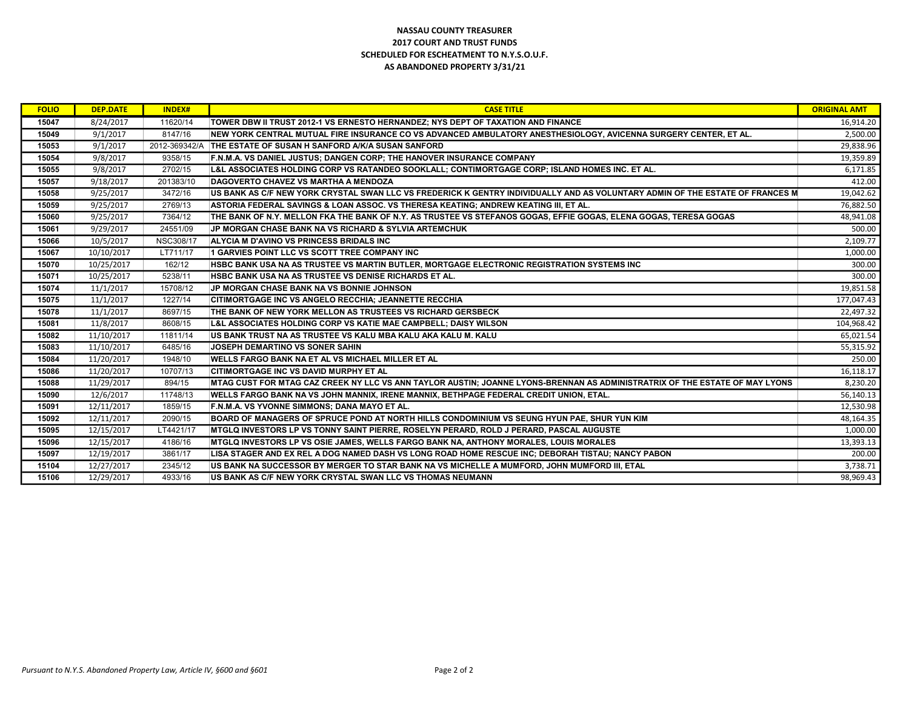**NASSAU COUNTY TREASURER**
**2017 COURT AND TRUST FUNDS**
**SCHEDULED FOR ESCHEATMENT TO N.Y.S.O.U.F.**
**AS ABANDONED PROPERTY 3/31/21**

| FOLIO | DEP.DATE | INDEX# | CASE TITLE | ORIGINAL AMT |
|---|---|---|---|---|
| 15047 | 8/24/2017 | 11620/14 | TOWER DBW II TRUST 2012-1 VS ERNESTO HERNANDEZ; NYS DEPT OF TAXATION AND FINANCE | 16,914.20 |
| 15049 | 9/1/2017 | 8147/16 | NEW YORK CENTRAL MUTUAL FIRE INSURANCE CO VS ADVANCED AMBULATORY ANESTHESIOLOGY, AVICENNA SURGERY CENTER, ET AL. | 2,500.00 |
| 15053 | 9/1/2017 | 2012-369342/A | THE ESTATE OF SUSAN H SANFORD A/K/A SUSAN SANFORD | 29,838.96 |
| 15054 | 9/8/2017 | 9358/15 | F.N.M.A. VS DANIEL JUSTUS; DANGEN CORP; THE HANOVER INSURANCE COMPANY | 19,359.89 |
| 15055 | 9/8/2017 | 2702/15 | L&L ASSOCIATES HOLDING CORP VS RATANDEO SOOKLALL; CONTIMORTGAGE CORP; ISLAND HOMES INC. ET AL. | 6,171.85 |
| 15057 | 9/18/2017 | 201383/10 | DAGOVERTO CHAVEZ VS MARTHA A MENDOZA | 412.00 |
| 15058 | 9/25/2017 | 3472/16 | US BANK AS C/F NEW YORK CRYSTAL SWAN LLC VS FREDERICK K GENTRY INDIVIDUALLY AND AS VOLUNTARY ADMIN OF THE ESTATE OF FRANCES M | 19,042.62 |
| 15059 | 9/25/2017 | 2769/13 | ASTORIA FEDERAL SAVINGS & LOAN ASSOC. VS THERESA KEATING; ANDREW KEATING III, ET AL. | 76,882.50 |
| 15060 | 9/25/2017 | 7364/12 | THE BANK OF N.Y. MELLON FKA THE BANK OF N.Y. AS TRUSTEE VS STEFANOS GOGAS, EFFIE GOGAS, ELENA GOGAS, TERESA GOGAS | 48,941.08 |
| 15061 | 9/29/2017 | 24551/09 | JP MORGAN CHASE BANK NA VS RICHARD & SYLVIA ARTEMCHUK | 500.00 |
| 15066 | 10/5/2017 | NSC308/17 | ALYCIA M D'AVINO VS PRINCESS BRIDALS INC | 2,109.77 |
| 15067 | 10/10/2017 | LT711/17 | 1 GARVIES POINT LLC VS SCOTT TREE COMPANY INC | 1,000.00 |
| 15070 | 10/25/2017 | 162/12 | HSBC BANK USA NA AS TRUSTEE VS MARTIN BUTLER, MORTGAGE ELECTRONIC REGISTRATION SYSTEMS INC | 300.00 |
| 15071 | 10/25/2017 | 5238/11 | HSBC BANK USA NA AS TRUSTEE VS DENISE RICHARDS ET AL. | 300.00 |
| 15074 | 11/1/2017 | 15708/12 | JP MORGAN CHASE BANK NA VS BONNIE JOHNSON | 19,851.58 |
| 15075 | 11/1/2017 | 1227/14 | CITIMORTGAGE INC VS ANGELO RECCHIA; JEANNETTE RECCHIA | 177,047.43 |
| 15078 | 11/1/2017 | 8697/15 | THE BANK OF NEW YORK MELLON AS TRUSTEES VS RICHARD GERSBECK | 22,497.32 |
| 15081 | 11/8/2017 | 8608/15 | L&L ASSOCIATES HOLDING CORP VS KATIE MAE CAMPBELL; DAISY WILSON | 104,968.42 |
| 15082 | 11/10/2017 | 11811/14 | US BANK TRUST NA AS TRUSTEE VS KALU MBA KALU AKA KALU M. KALU | 65,021.54 |
| 15083 | 11/10/2017 | 6485/16 | JOSEPH DEMARTINO VS SONER SAHIN | 55,315.92 |
| 15084 | 11/20/2017 | 1948/10 | WELLS FARGO BANK NA ET AL VS MICHAEL MILLER ET AL | 250.00 |
| 15086 | 11/20/2017 | 10707/13 | CITIMORTGAGE INC VS DAVID MURPHY ET AL | 16,118.17 |
| 15088 | 11/29/2017 | 894/15 | MTAG CUST FOR MTAG CAZ CREEK NY LLC VS ANN TAYLOR AUSTIN; JOANNE LYONS-BRENNAN AS ADMINISTRATRIX OF THE ESTATE OF MAY LYONS | 8,230.20 |
| 15090 | 12/6/2017 | 11748/13 | WELLS FARGO BANK NA VS JOHN MANNIX, IRENE MANNIX, BETHPAGE FEDERAL CREDIT UNION, ETAL. | 56,140.13 |
| 15091 | 12/11/2017 | 1859/15 | F.N.M.A. VS YVONNE SIMMONS; DANA MAYO ET AL. | 12,530.98 |
| 15092 | 12/11/2017 | 2090/15 | BOARD OF MANAGERS OF SPRUCE POND AT NORTH HILLS CONDOMINIUM VS SEUNG HYUN PAE, SHUR YUN KIM | 48,164.35 |
| 15095 | 12/15/2017 | LT4421/17 | MTGLQ INVESTORS LP VS TONNY SAINT PIERRE, ROSELYN PERARD, ROLD J PERARD, PASCAL AUGUSTE | 1,000.00 |
| 15096 | 12/15/2017 | 4186/16 | MTGLQ INVESTORS LP VS OSIE JAMES, WELLS FARGO BANK NA, ANTHONY MORALES, LOUIS MORALES | 13,393.13 |
| 15097 | 12/19/2017 | 3861/17 | LISA STAGER AND EX REL A DOG NAMED DASH VS LONG ROAD HOME RESCUE INC; DEBORAH TISTAU; NANCY PABON | 200.00 |
| 15104 | 12/27/2017 | 2345/12 | US BANK NA SUCCESSOR BY MERGER TO STAR BANK NA VS MICHELLE A MUMFORD, JOHN MUMFORD III, ETAL | 3,738.71 |
| 15106 | 12/29/2017 | 4933/16 | US BANK AS C/F NEW YORK CRYSTAL SWAN LLC VS THOMAS NEUMANN | 98,969.43 |

*Pursuant to N.Y.S. Abandoned Property Law, Article IV, §600 and §601*